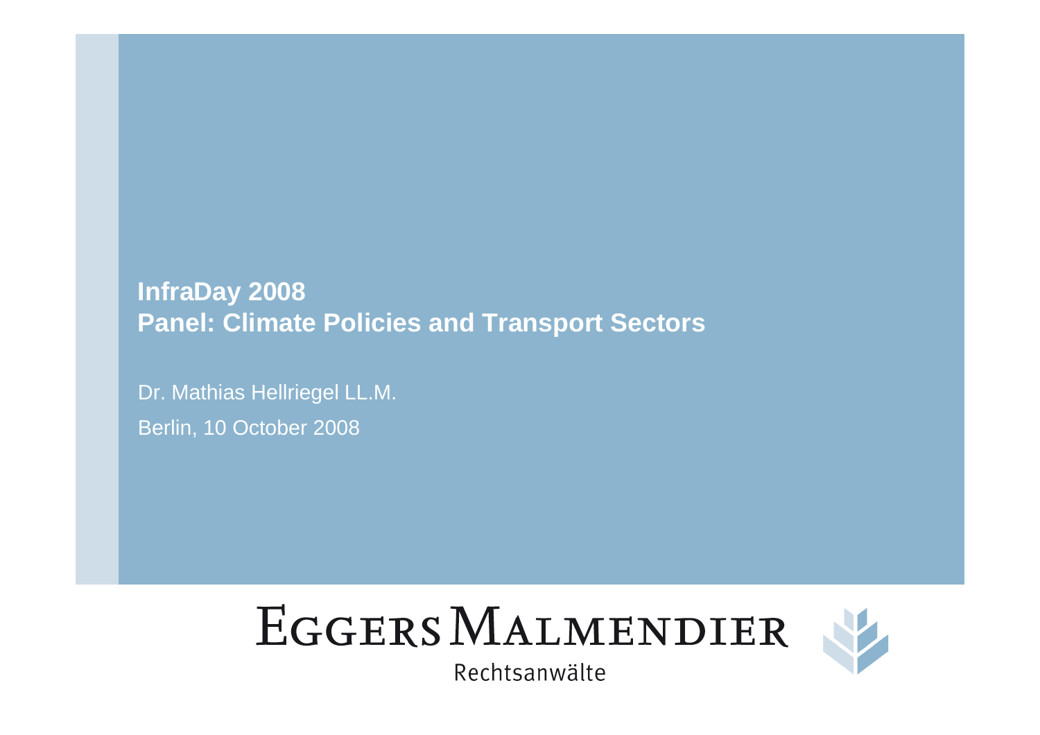# InfraDay 2008
# Panel: Climate Policies and Transport Sectors

Dr. Mathias Hellriegel LL.M.

Berlin, 10 October 2008

EGGERS MALMENDIER

Rechtsanwälte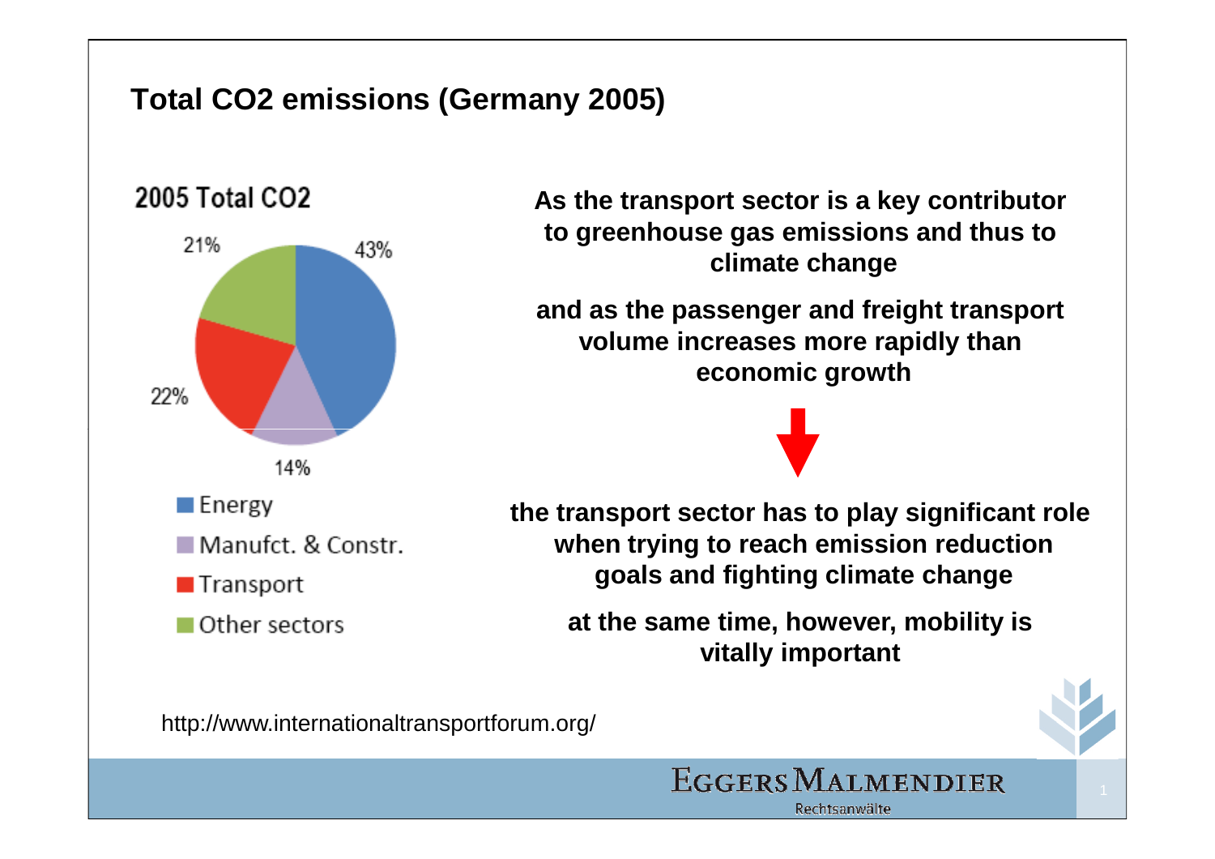# Total $CO_2$ emissions (Germany 2005)

2005 Total $CO_2$

| Sector | Share |
| --- | --- |
| Energy | 43% |
| Manufct. & Constr. | 14% |
| Transport | 22% |
| Other sectors | 21% |

**As the transport sector is a key contributor to greenhouse gas emissions and thus to climate change**

**and as the passenger and freight transport volume increases more rapidly than economic growth**

**the transport sector has to play significant role when trying to reach emission reduction goals and fighting climate change**

**at the same time, however, mobility is vitally important**

http://www.internationaltransportforum.org/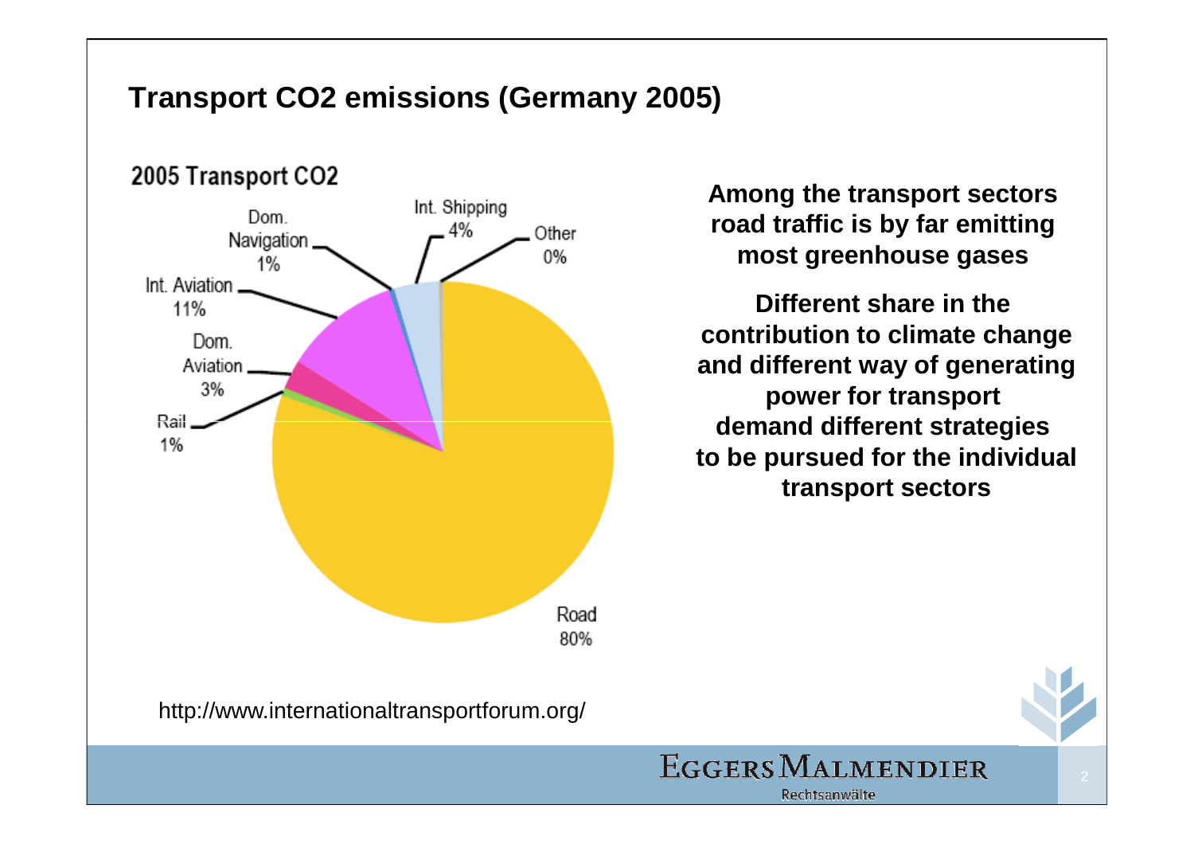# Transport $CO_2$ emissions (Germany 2005)

2005 Transport CO2

| Sector | Share |
|---|---|
| Road | 80% |
| Int. Aviation | 11% |
| Int. Shipping | 4% |
| Dom. Aviation | 3% |
| Dom. Navigation | 1% |
| Rail | 1% |
| Other | 0% |

**Among the transport sectors road traffic is by far emitting most greenhouse gases**

**Different share in the contribution to climate change and different way of generating power for transport demand different strategies to be pursued for the individual transport sectors**

http://www.internationaltransportforum.org/

EGGERS MALMENDIER
Rechtsanwälte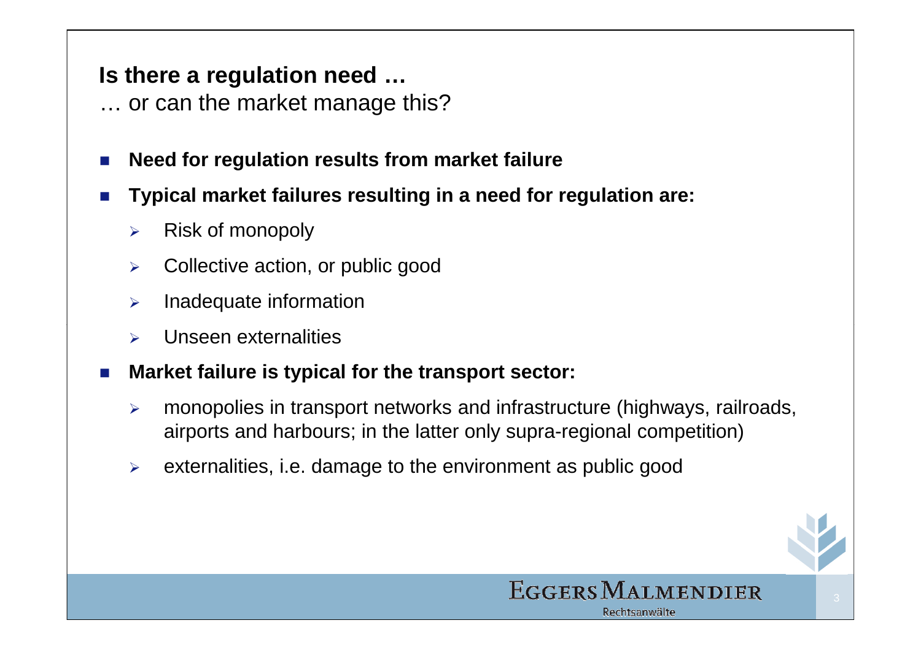## Is there a regulation need …

… or can the market manage this?

- **Need for regulation results from market failure**
- **Typical market failures resulting in a need for regulation are:**
  - Risk of monopoly
  - Collective action, or public good
  - Inadequate information
  - Unseen externalities
- **Market failure is typical for the transport sector:**
  - monopolies in transport networks and infrastructure (highways, railroads, airports and harbours; in the latter only supra-regional competition)
  - externalities, i.e. damage to the environment as public good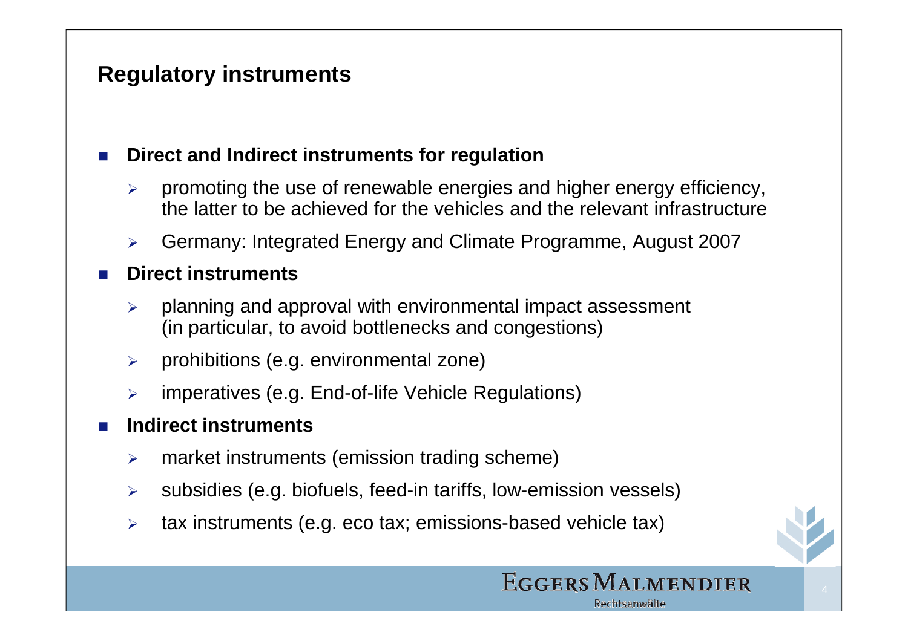## Regulatory instruments

- **Direct and Indirect instruments for regulation**
  - promoting the use of renewable energies and higher energy efficiency, the latter to be achieved for the vehicles and the relevant infrastructure
  - Germany: Integrated Energy and Climate Programme, August 2007
- **Direct instruments**
  - planning and approval with environmental impact assessment (in particular, to avoid bottlenecks and congestions)
  - prohibitions (e.g. environmental zone)
  - imperatives (e.g. End-of-life Vehicle Regulations)
- **Indirect instruments**
  - market instruments (emission trading scheme)
  - subsidies (e.g. biofuels, feed-in tariffs, low-emission vessels)
  - tax instruments (e.g. eco tax; emissions-based vehicle tax)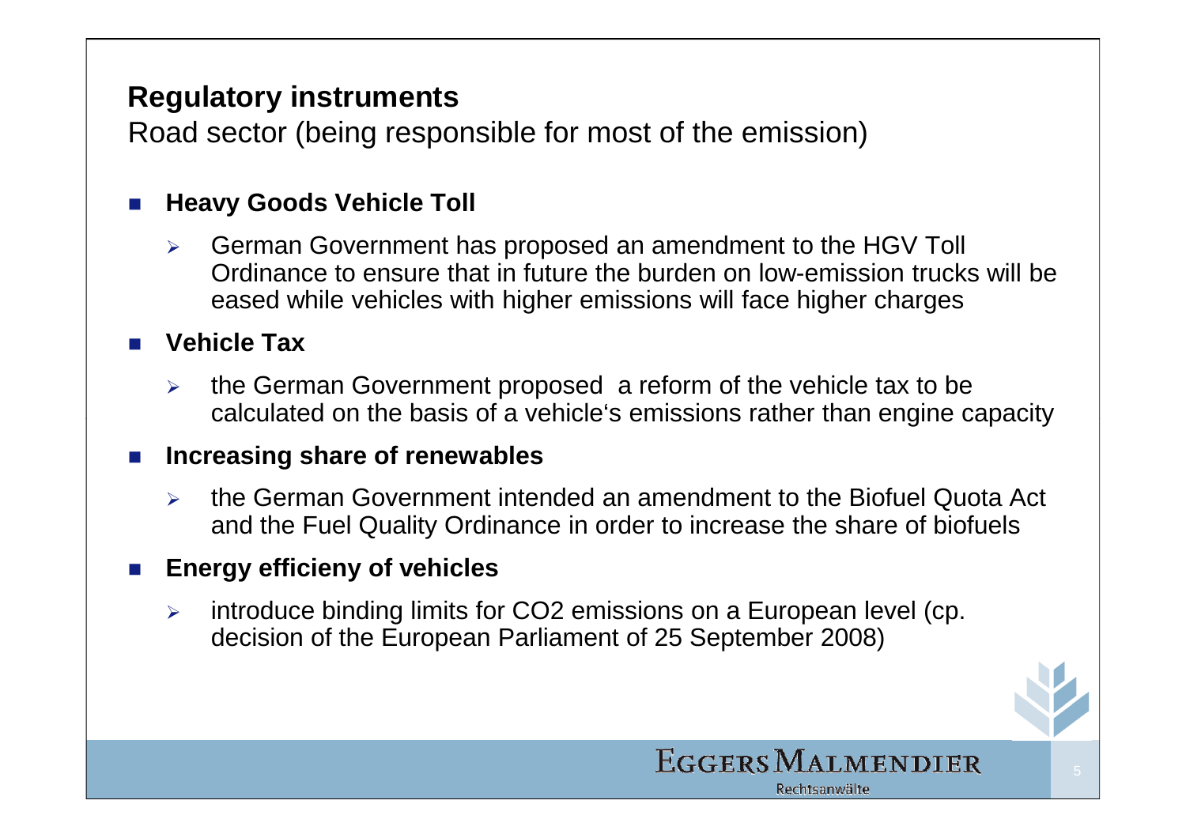## Regulatory instruments

Road sector (being responsible for most of the emission)

- **Heavy Goods Vehicle Toll**
  - German Government has proposed an amendment to the HGV Toll Ordinance to ensure that in future the burden on low-emission trucks will be eased while vehicles with higher emissions will face higher charges
- **Vehicle Tax**
  - the German Government proposed a reform of the vehicle tax to be calculated on the basis of a vehicle‘s emissions rather than engine capacity
- **Increasing share of renewables**
  - the German Government intended an amendment to the Biofuel Quota Act and the Fuel Quality Ordinance in order to increase the share of biofuels
- **Energy efficieny of vehicles**
  - introduce binding limits for $CO_2$ emissions on a European level (cp. decision of the European Parliament of 25 September 2008)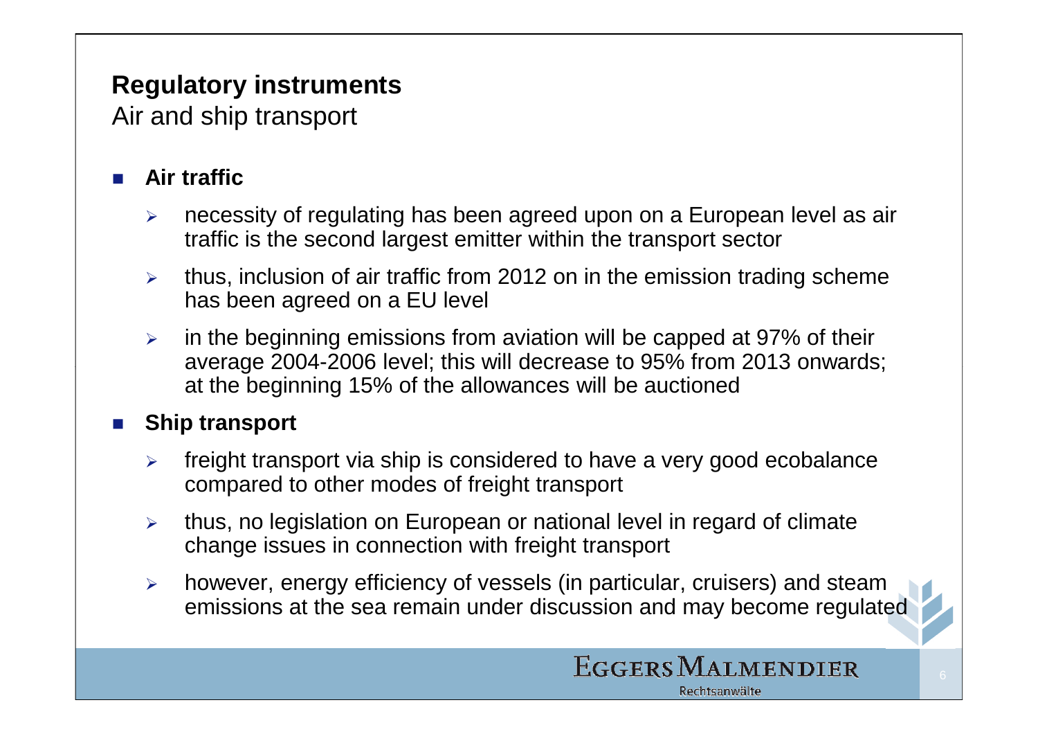## Regulatory instruments

Air and ship transport

- **Air traffic**
  - necessity of regulating has been agreed upon on a European level as air traffic is the second largest emitter within the transport sector
  - thus, inclusion of air traffic from 2012 on in the emission trading scheme has been agreed on a EU level
  - in the beginning emissions from aviation will be capped at 97% of their average 2004-2006 level; this will decrease to 95% from 2013 onwards; at the beginning 15% of the allowances will be auctioned
- **Ship transport**
  - freight transport via ship is considered to have a very good ecobalance compared to other modes of freight transport
  - thus, no legislation on European or national level in regard of climate change issues in connection with freight transport
  - however, energy efficiency of vessels (in particular, cruisers) and steam emissions at the sea remain under discussion and may become regulated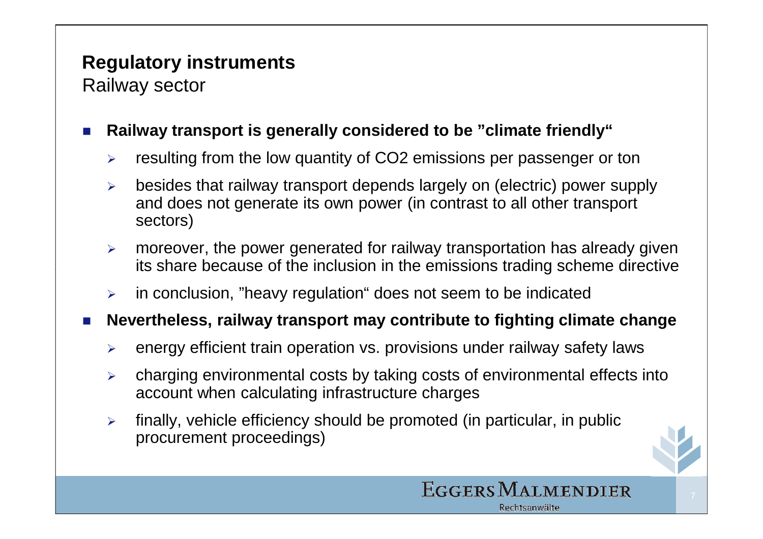## Regulatory instruments

Railway sector

- **Railway transport is generally considered to be "climate friendly"**
  - resulting from the low quantity of $CO_2$ emissions per passenger or ton
  - besides that railway transport depends largely on (electric) power supply and does not generate its own power (in contrast to all other transport sectors)
  - moreover, the power generated for railway transportation has already given its share because of the inclusion in the emissions trading scheme directive
  - in conclusion, "heavy regulation" does not seem to be indicated
- **Nevertheless, railway transport may contribute to fighting climate change**
  - energy efficient train operation vs. provisions under railway safety laws
  - charging environmental costs by taking costs of environmental effects into account when calculating infrastructure charges
  - finally, vehicle efficiency should be promoted (in particular, in public procurement proceedings)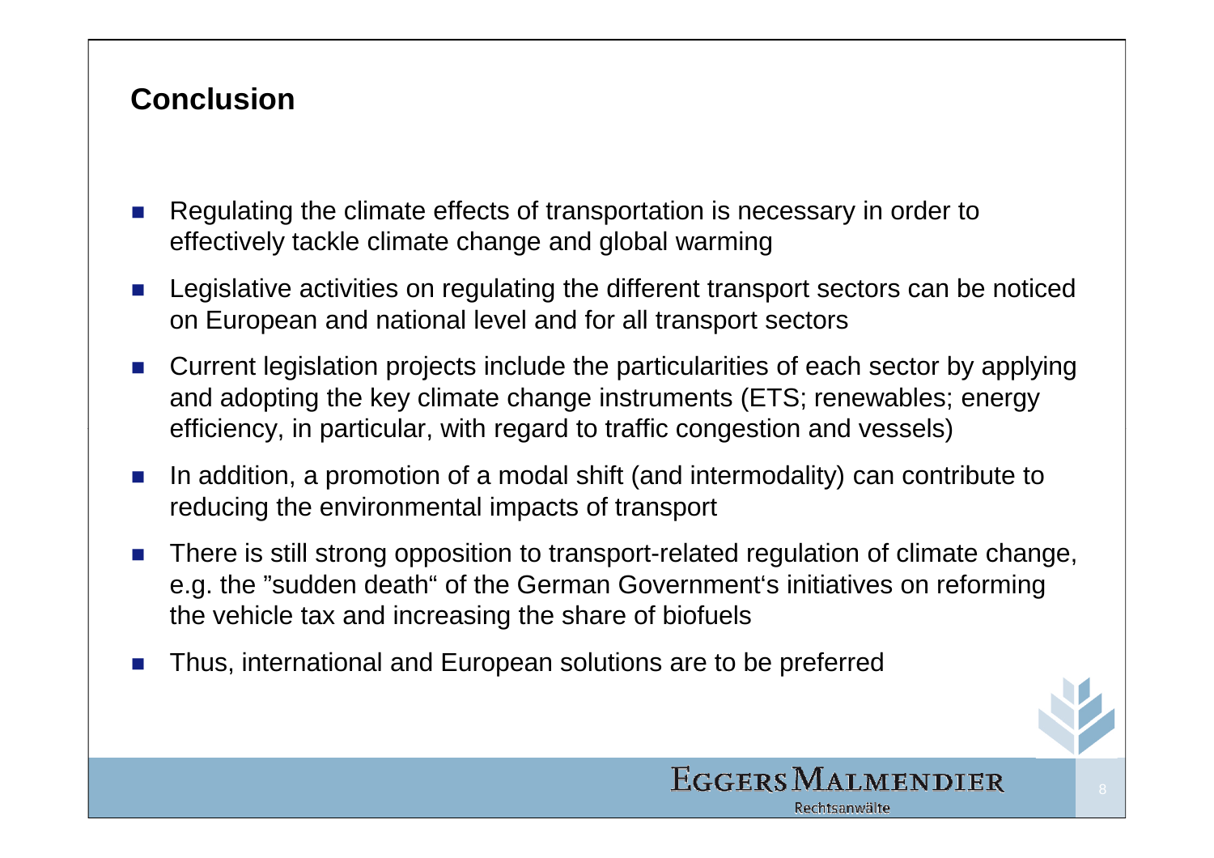## Conclusion

- Regulating the climate effects of transportation is necessary in order to effectively tackle climate change and global warming
- Legislative activities on regulating the different transport sectors can be noticed on European and national level and for all transport sectors
- Current legislation projects include the particularities of each sector by applying and adopting the key climate change instruments (ETS; renewables; energy efficiency, in particular, with regard to traffic congestion and vessels)
- In addition, a promotion of a modal shift (and intermodality) can contribute to reducing the environmental impacts of transport
- There is still strong opposition to transport-related regulation of climate change, e.g. the "sudden death" of the German Government's initiatives on reforming the vehicle tax and increasing the share of biofuels
- Thus, international and European solutions are to be preferred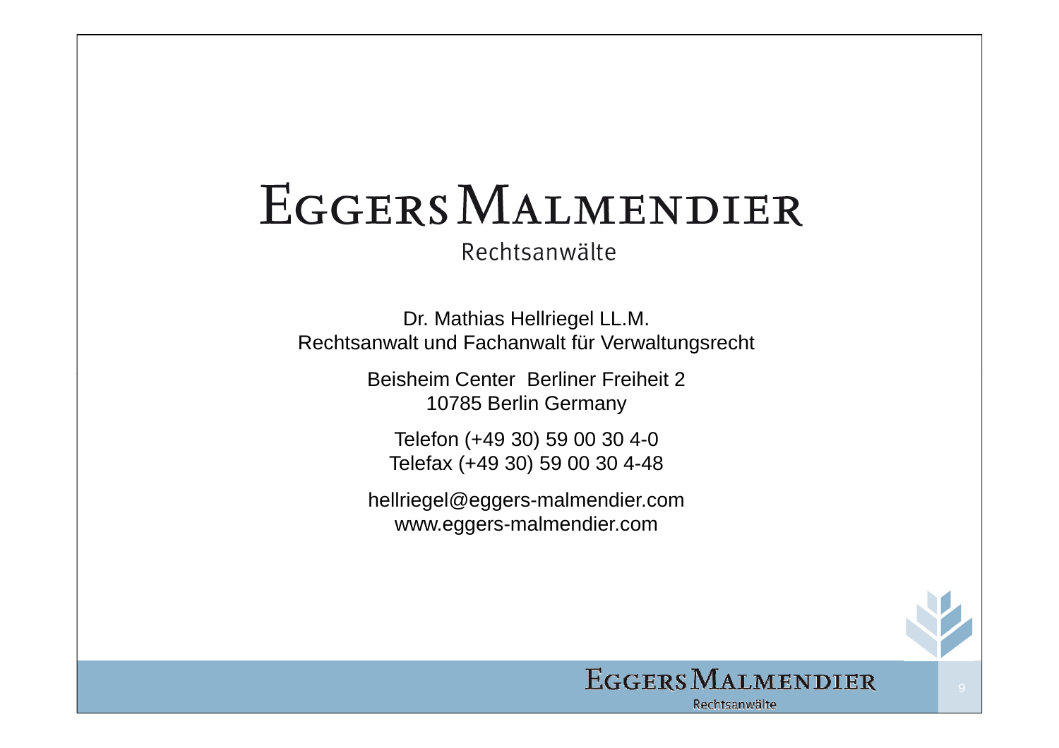# EGGERS MALMENDIER

Rechtsanwälte

Dr. Mathias Hellriegel LL.M.
Rechtsanwalt und Fachanwalt für Verwaltungsrecht

Beisheim Center Berliner Freiheit 2
10785 Berlin Germany

Telefon (+49 30) 59 00 30 4-0
Telefax (+49 30) 59 00 30 4-48

hellriegel@eggers-malmendier.com
www.eggers-malmendier.com